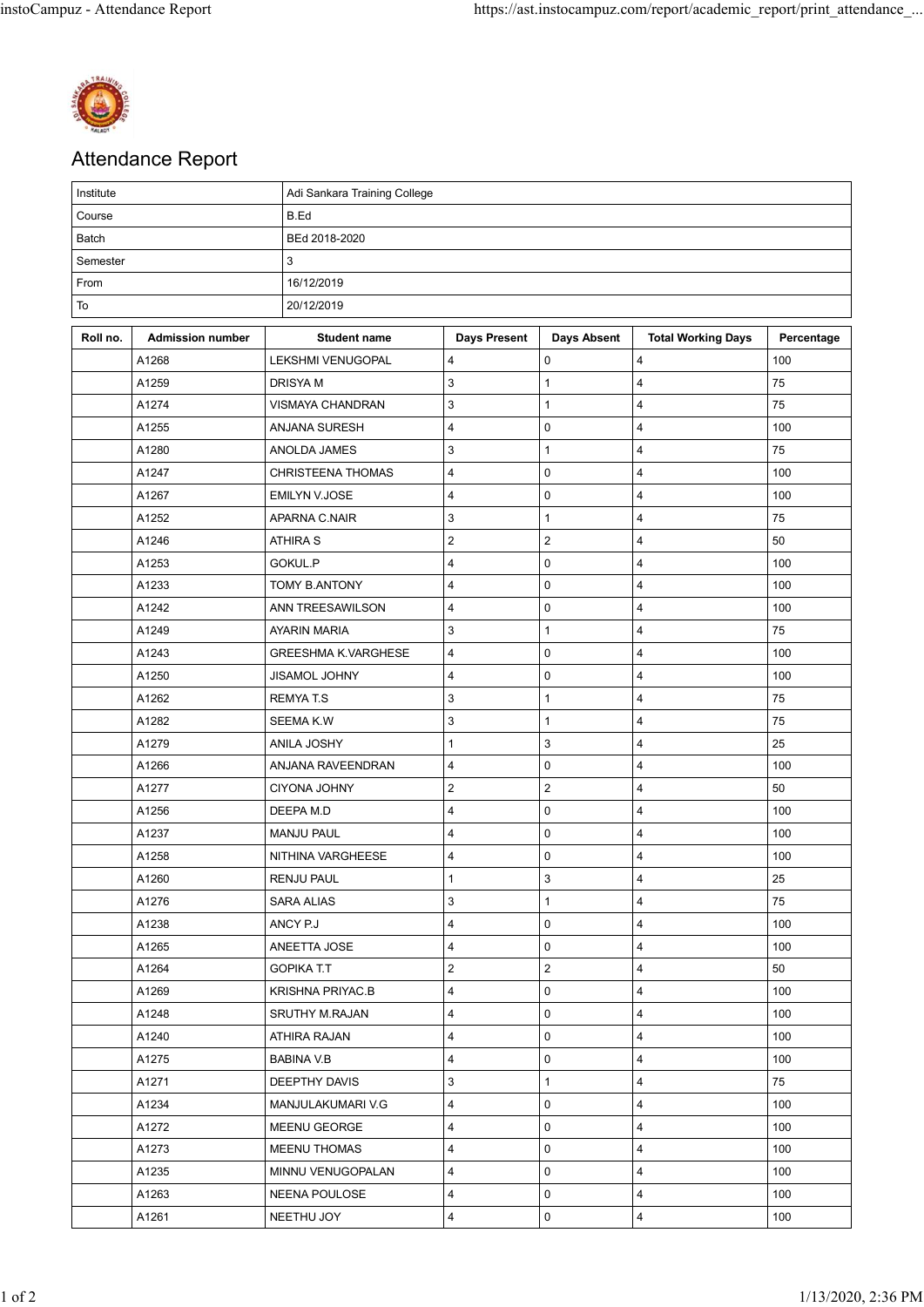# Attendance Report

| | |
|---|---|
| Institute | Adi Sankara Training College |
| Course | B.Ed |
| Batch | BEd 2018-2020 |
| Semester | 3 |
| From | 16/12/2019 |
| To | 20/12/2019 |

| Roll no. | Admission number | Student name | Days Present | Days Absent | Total Working Days | Percentage |
|---|---|---|---|---|---|---|
| | A1268 | LEKSHMI VENUGOPAL | 4 | 0 | 4 | 100 |
| | A1259 | DRISYA M | 3 | 1 | 4 | 75 |
| | A1274 | VISMAYA CHANDRAN | 3 | 1 | 4 | 75 |
| | A1255 | ANJANA SURESH | 4 | 0 | 4 | 100 |
| | A1280 | ANOLDA JAMES | 3 | 1 | 4 | 75 |
| | A1247 | CHRISTEENA THOMAS | 4 | 0 | 4 | 100 |
| | A1267 | EMILYN V.JOSE | 4 | 0 | 4 | 100 |
| | A1252 | APARNA C.NAIR | 3 | 1 | 4 | 75 |
| | A1246 | ATHIRA S | 2 | 2 | 4 | 50 |
| | A1253 | GOKUL.P | 4 | 0 | 4 | 100 |
| | A1233 | TOMY B.ANTONY | 4 | 0 | 4 | 100 |
| | A1242 | ANN TREESAWILSON | 4 | 0 | 4 | 100 |
| | A1249 | AYARIN MARIA | 3 | 1 | 4 | 75 |
| | A1243 | GREESHMA K.VARGHESE | 4 | 0 | 4 | 100 |
| | A1250 | JISAMOL JOHNY | 4 | 0 | 4 | 100 |
| | A1262 | REMYA T.S | 3 | 1 | 4 | 75 |
| | A1282 | SEEMA K.W | 3 | 1 | 4 | 75 |
| | A1279 | ANILA JOSHY | 1 | 3 | 4 | 25 |
| | A1266 | ANJANA RAVEENDRAN | 4 | 0 | 4 | 100 |
| | A1277 | CIYONA JOHNY | 2 | 2 | 4 | 50 |
| | A1256 | DEEPA M.D | 4 | 0 | 4 | 100 |
| | A1237 | MANJU PAUL | 4 | 0 | 4 | 100 |
| | A1258 | NITHINA VARGHEESE | 4 | 0 | 4 | 100 |
| | A1260 | RENJU PAUL | 1 | 3 | 4 | 25 |
| | A1276 | SARA ALIAS | 3 | 1 | 4 | 75 |
| | A1238 | ANCY P.J | 4 | 0 | 4 | 100 |
| | A1265 | ANEETTA JOSE | 4 | 0 | 4 | 100 |
| | A1264 | GOPIKA T.T | 2 | 2 | 4 | 50 |
| | A1269 | KRISHNA PRIYAC.B | 4 | 0 | 4 | 100 |
| | A1248 | SRUTHY M.RAJAN | 4 | 0 | 4 | 100 |
| | A1240 | ATHIRA RAJAN | 4 | 0 | 4 | 100 |
| | A1275 | BABINA V.B | 4 | 0 | 4 | 100 |
| | A1271 | DEEPTHY DAVIS | 3 | 1 | 4 | 75 |
| | A1234 | MANJULAKUMARI V.G | 4 | 0 | 4 | 100 |
| | A1272 | MEENU GEORGE | 4 | 0 | 4 | 100 |
| | A1273 | MEENU THOMAS | 4 | 0 | 4 | 100 |
| | A1235 | MINNU VENUGOPALAN | 4 | 0 | 4 | 100 |
| | A1263 | NEENA POULOSE | 4 | 0 | 4 | 100 |
| | A1261 | NEETHU JOY | 4 | 0 | 4 | 100 |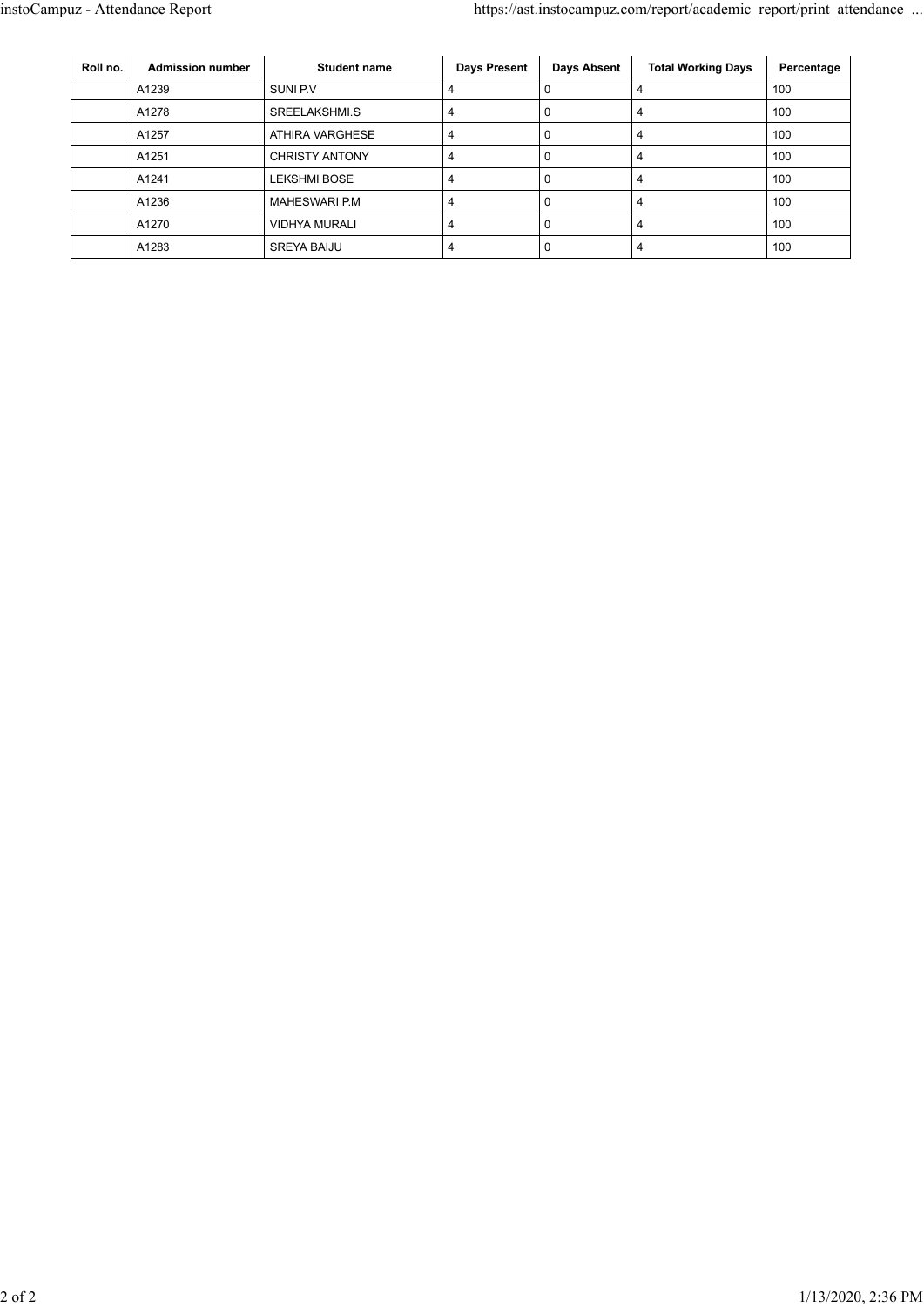| Roll no. | Admission number | Student name | Days Present | Days Absent | Total Working Days | Percentage |
|---|---|---|---|---|---|---|
| | A1239 | SUNI P.V | 4 | 0 | 4 | 100 |
| | A1278 | SREELAKSHMI.S | 4 | 0 | 4 | 100 |
| | A1257 | ATHIRA VARGHESE | 4 | 0 | 4 | 100 |
| | A1251 | CHRISTY ANTONY | 4 | 0 | 4 | 100 |
| | A1241 | LEKSHMI BOSE | 4 | 0 | 4 | 100 |
| | A1236 | MAHESWARI P.M | 4 | 0 | 4 | 100 |
| | A1270 | VIDHYA MURALI | 4 | 0 | 4 | 100 |
| | A1283 | SREYA BAIJU | 4 | 0 | 4 | 100 |